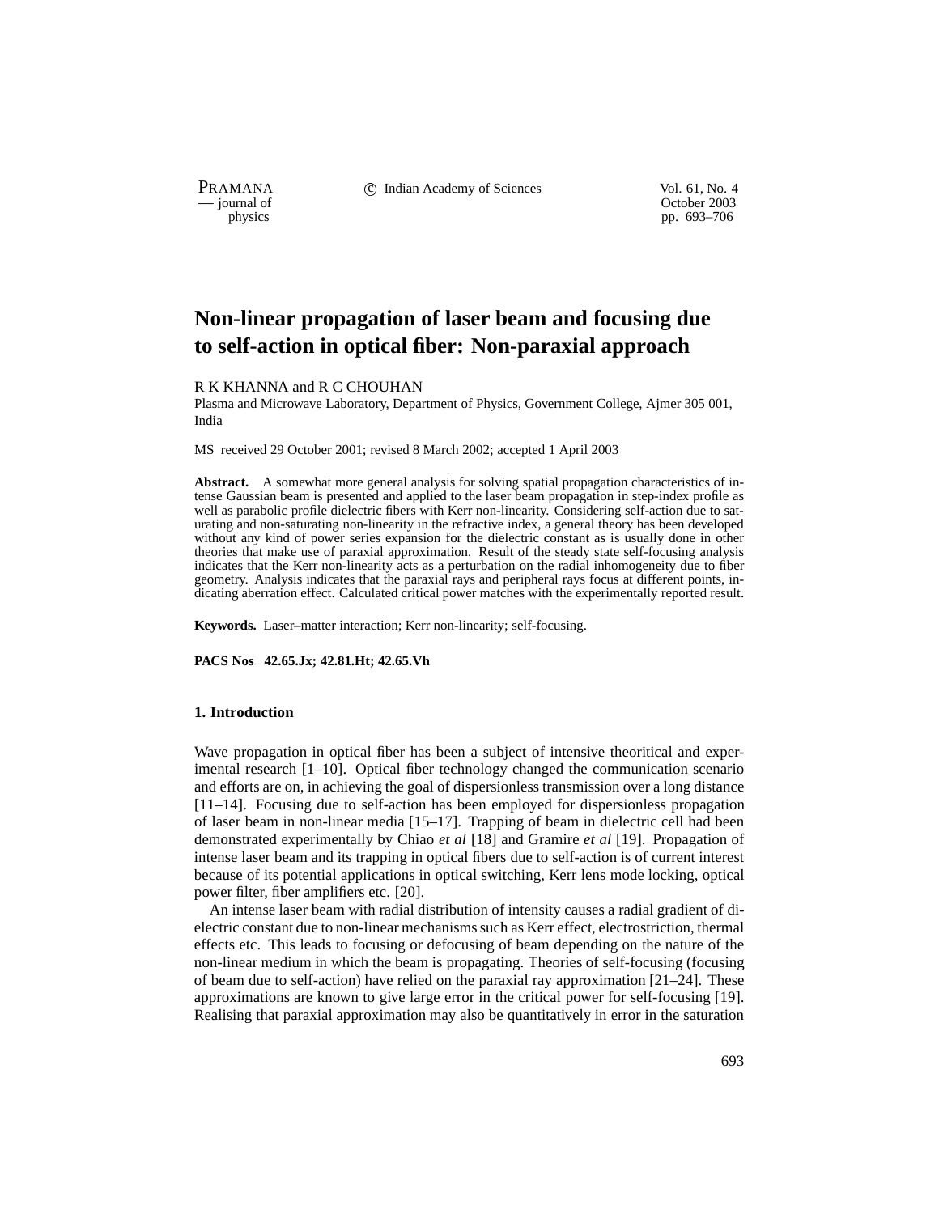# Non-linear propagation of laser beam and focusing due to self-action in optical fiber: Non-paraxial approach

R K KHANNA and R C CHOUHAN

Plasma and Microwave Laboratory, Department of Physics, Government College, Ajmer 305 001, India

MS received 29 October 2001; revised 8 March 2002; accepted 1 April 2003

**Abstract.** A somewhat more general analysis for solving spatial propagation characteristics of intense Gaussian beam is presented and applied to the laser beam propagation in step-index profile as well as parabolic profile dielectric fibers with Kerr non-linearity. Considering self-action due to saturating and non-saturating non-linearity in the refractive index, a general theory has been developed without any kind of power series expansion for the dielectric constant as is usually done in other theories that make use of paraxial approximation. Result of the steady state self-focusing analysis indicates that the Kerr non-linearity acts as a perturbation on the radial inhomogeneity due to fiber geometry. Analysis indicates that the paraxial rays and peripheral rays focus at different points, indicating aberration effect. Calculated critical power matches with the experimentally reported result.

**Keywords.** Laser–matter interaction; Kerr non-linearity; self-focusing.

**PACS Nos** **42.65.Jx; 42.81.Ht; 42.65.Vh**

### 1. Introduction

Wave propagation in optical fiber has been a subject of intensive theoritical and experimental research [1–10]. Optical fiber technology changed the communication scenario and efforts are on, in achieving the goal of dispersionless transmission over a long distance [11–14]. Focusing due to self-action has been employed for dispersionless propagation of laser beam in non-linear media [15–17]. Trapping of beam in dielectric cell had been demonstrated experimentally by Chiao *et al* [18] and Gramire *et al* [19]. Propagation of intense laser beam and its trapping in optical fibers due to self-action is of current interest because of its potential applications in optical switching, Kerr lens mode locking, optical power filter, fiber amplifiers etc. [20].

An intense laser beam with radial distribution of intensity causes a radial gradient of dielectric constant due to non-linear mechanisms such as Kerr effect, electrostriction, thermal effects etc. This leads to focusing or defocusing of beam depending on the nature of the non-linear medium in which the beam is propagating. Theories of self-focusing (focusing of beam due to self-action) have relied on the paraxial ray approximation [21–24]. These approximations are known to give large error in the critical power for self-focusing [19]. Realising that paraxial approximation may also be quantitatively in error in the saturation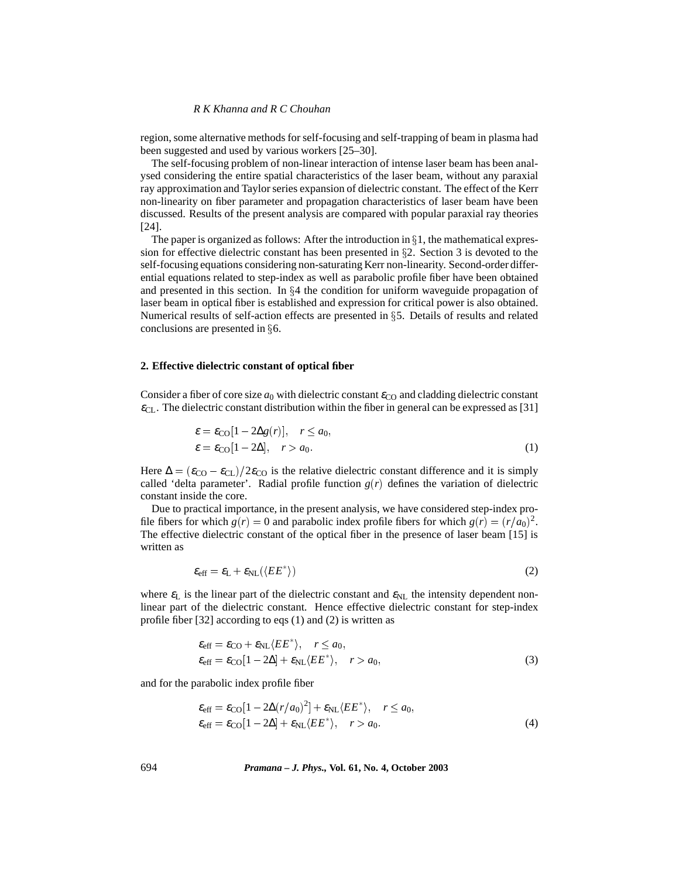region, some alternative methods for self-focusing and self-trapping of beam in plasma had been suggested and used by various workers [25–30].

The self-focusing problem of non-linear interaction of intense laser beam has been analysed considering the entire spatial characteristics of the laser beam, without any paraxial ray approximation and Taylor series expansion of dielectric constant. The effect of the Kerr non-linearity on fiber parameter and propagation characteristics of laser beam have been discussed. Results of the present analysis are compared with popular paraxial ray theories [24].

The paper is organized as follows: After the introduction in §1, the mathematical expression for effective dielectric constant has been presented in §2. Section 3 is devoted to the self-focusing equations considering non-saturating Kerr non-linearity. Second-order differential equations related to step-index as well as parabolic profile fiber have been obtained and presented in this section. In §4 the condition for uniform waveguide propagation of laser beam in optical fiber is established and expression for critical power is also obtained. Numerical results of self-action effects are presented in §5. Details of results and related conclusions are presented in §6.

## 2. Effective dielectric constant of optical fiber

Consider a fiber of core size $a_0$ with dielectric constant $\varepsilon_{\mathrm{CO}}$ and cladding dielectric constant $\varepsilon_{\mathrm{CL}}$. The dielectric constant distribution within the fiber in general can be expressed as [31]

$$
\begin{aligned}
\varepsilon &= \varepsilon_{\mathrm{CO}}[1-2\Delta g(r)], \quad r \le a_0, \\
\varepsilon &= \varepsilon_{\mathrm{CO}}[1-2\Delta], \quad r > a_0.
\end{aligned}
\tag{1}
$$

Here $\Delta = (\varepsilon_{\mathrm{CO}} - \varepsilon_{\mathrm{CL}})/2\varepsilon_{\mathrm{CO}}$ is the relative dielectric constant difference and it is simply called 'delta parameter'. Radial profile function $g(r)$ defines the variation of dielectric constant inside the core.

Due to practical importance, in the present analysis, we have considered step-index profile fibers for which $g(r) = 0$ and parabolic index profile fibers for which $g(r) = (r/a_0)^2$. The effective dielectric constant of the optical fiber in the presence of laser beam [15] is written as

$$
\varepsilon_{\mathrm{eff}} = \varepsilon_{\mathrm{L}} + \varepsilon_{\mathrm{NL}}(\langle EE^* \rangle)
\tag{2}
$$

where $\varepsilon_{\mathrm{L}}$ is the linear part of the dielectric constant and $\varepsilon_{\mathrm{NL}}$ the intensity dependent non-linear part of the dielectric constant. Hence effective dielectric constant for step-index profile fiber [32] according to eqs (1) and (2) is written as

$$
\begin{aligned}
\varepsilon_{\mathrm{eff}} &= \varepsilon_{\mathrm{CO}} + \varepsilon_{\mathrm{NL}}\langle EE^* \rangle, \quad r \le a_0, \\
\varepsilon_{\mathrm{eff}} &= \varepsilon_{\mathrm{CO}}[1-2\Delta] + \varepsilon_{\mathrm{NL}}\langle EE^* \rangle, \quad r > a_0,
\end{aligned}
\tag{3}
$$

and for the parabolic index profile fiber

$$
\begin{aligned}
\varepsilon_{\mathrm{eff}} &= \varepsilon_{\mathrm{CO}}[1-2\Delta(r/a_0)^2] + \varepsilon_{\mathrm{NL}}\langle EE^* \rangle, \quad r \le a_0, \\
\varepsilon_{\mathrm{eff}} &= \varepsilon_{\mathrm{CO}}[1-2\Delta] + \varepsilon_{\mathrm{NL}}\langle EE^* \rangle, \quad r > a_0.
\end{aligned}
\tag{4}
$$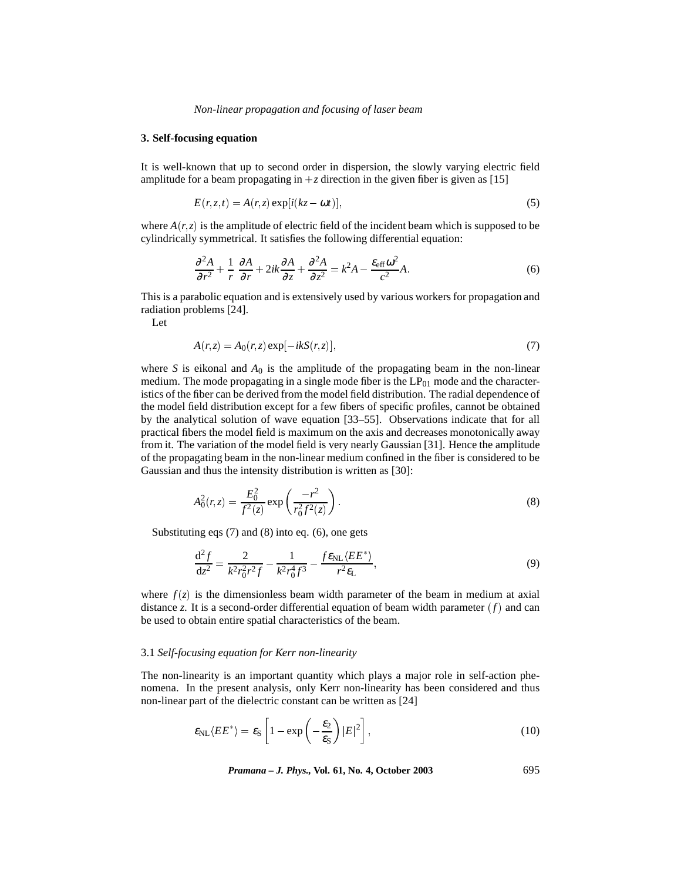## 3. Self-focusing equation

It is well-known that up to second order in dispersion, the slowly varying electric field amplitude for a beam propagating in $+z$ direction in the given fiber is given as [15]

$$E(r,z,t) = A(r,z)\exp[i(kz-\omega t)], \tag{5}$$

where $A(r,z)$ is the amplitude of electric field of the incident beam which is supposed to be cylindrically symmetrical. It satisfies the following differential equation:

$$\frac{\partial^2 A}{\partial r^2} + \frac{1}{r}\frac{\partial A}{\partial r} + 2ik\frac{\partial A}{\partial z} + \frac{\partial^2 A}{\partial z^2} = k^2 A - \frac{\varepsilon_{\text{eff}}\omega^2}{c^2}A. \tag{6}$$

This is a parabolic equation and is extensively used by various workers for propagation and radiation problems [24].

Let

$$A(r,z) = A_0(r,z)\exp[-ikS(r,z)], \tag{7}$$

where $S$ is eikonal and $A_0$ is the amplitude of the propagating beam in the non-linear medium. The mode propagating in a single mode fiber is the $\text{LP}_{01}$ mode and the characteristics of the fiber can be derived from the model field distribution. The radial dependence of the model field distribution except for a few fibers of specific profiles, cannot be obtained by the analytical solution of wave equation [33–55]. Observations indicate that for all practical fibers the model field is maximum on the axis and decreases monotonically away from it. The variation of the model field is very nearly Gaussian [31]. Hence the amplitude of the propagating beam in the non-linear medium confined in the fiber is considered to be Gaussian and thus the intensity distribution is written as [30]:

$$A_0^2(r,z) = \frac{E_0^2}{f^2(z)}\exp\left(\frac{-r^2}{r_0^2 f^2(z)}\right). \tag{8}$$

Substituting eqs (7) and (8) into eq. (6), one gets

$$\frac{\mathrm{d}^2 f}{\mathrm{d}z^2} = \frac{2}{k^2 r_0^2 r^2 f} - \frac{1}{k^2 r_0^4 f^3} - \frac{f\varepsilon_{\text{NL}}\langle EE^*\rangle}{r^2 \varepsilon_{\text{L}}}, \tag{9}$$

where $f(z)$ is the dimensionless beam width parameter of the beam in medium at axial distance $z$. It is a second-order differential equation of beam width parameter $(f)$ and can be used to obtain entire spatial characteristics of the beam.

### 3.1 *Self-focusing equation for Kerr non-linearity*

The non-linearity is an important quantity which plays a major role in self-action phenomena. In the present analysis, only Kerr non-linearity has been considered and thus non-linear part of the dielectric constant can be written as [24]

$$\varepsilon_{\text{NL}}\langle EE^*\rangle = \varepsilon_{\text{S}}\left[1 - \exp\left(-\frac{\varepsilon_2}{\varepsilon_{\text{S}}}\right)|E|^2\right], \tag{10}$$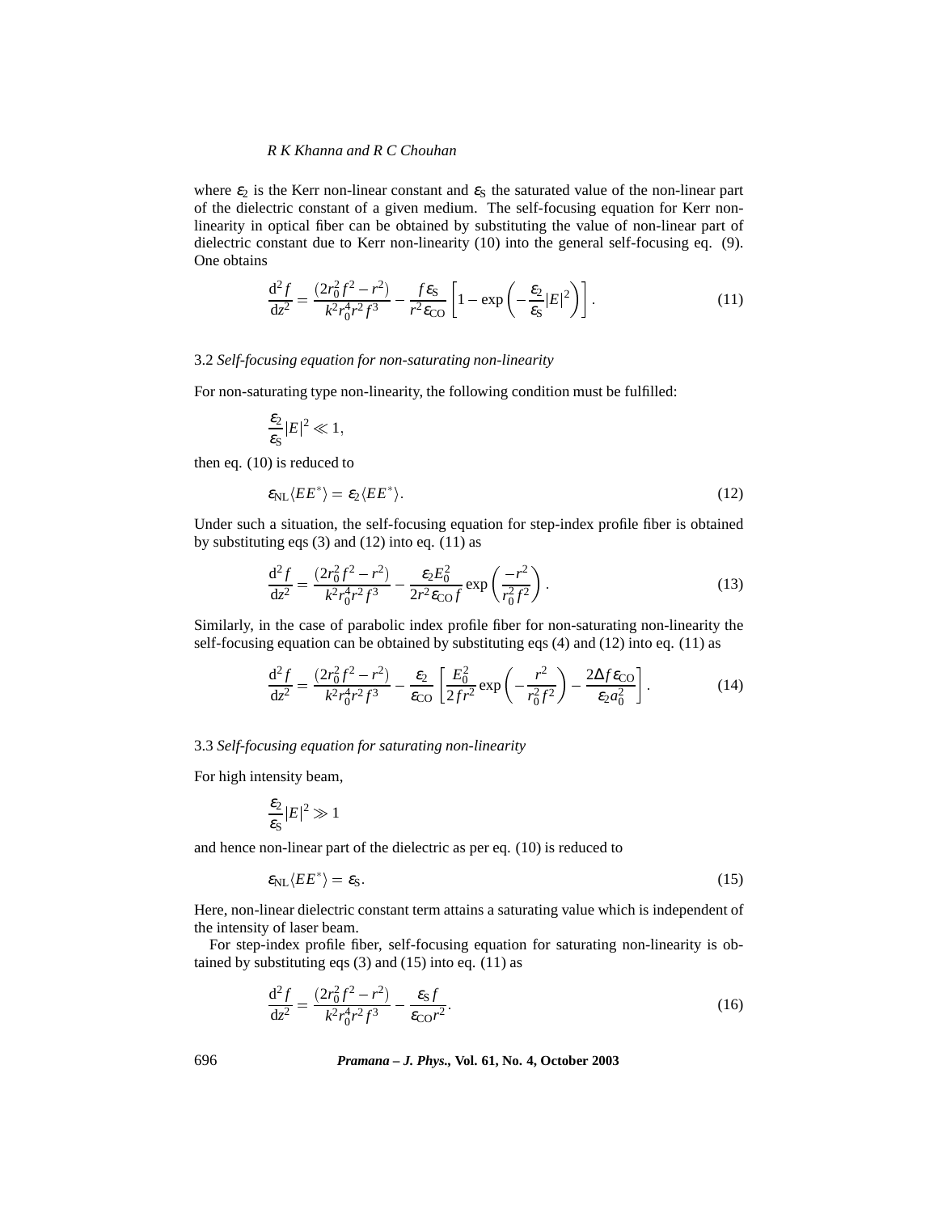where $\varepsilon_2$ is the Kerr non-linear constant and $\varepsilon_S$ the saturated value of the non-linear part of the dielectric constant of a given medium. The self-focusing equation for Kerr non-linearity in optical fiber can be obtained by substituting the value of non-linear part of dielectric constant due to Kerr non-linearity (10) into the general self-focusing eq. (9). One obtains

$$\frac{\mathrm{d}^2 f}{\mathrm{d}z^2} = \frac{(2r_0^2 f^2 - r^2)}{k^2 r_0^4 r^2 f^3} - \frac{f\varepsilon_S}{r^2 \varepsilon_{CO}}\left[1 - \exp\left(-\frac{\varepsilon_2}{\varepsilon_S}|E|^2\right)\right]. \tag{11}$$

### 3.2 *Self-focusing equation for non-saturating non-linearity*

For non-saturating type non-linearity, the following condition must be fulfilled:

$$\frac{\varepsilon_2}{\varepsilon_S}|E|^2 \ll 1,$$

then eq. (10) is reduced to

$$\varepsilon_{NL}\langle EE^*\rangle = \varepsilon_2\langle EE^*\rangle. \tag{12}$$

Under such a situation, the self-focusing equation for step-index profile fiber is obtained by substituting eqs (3) and (12) into eq. (11) as

$$\frac{\mathrm{d}^2 f}{\mathrm{d}z^2} = \frac{(2r_0^2 f^2 - r^2)}{k^2 r_0^4 r^2 f^3} - \frac{\varepsilon_2 E_0^2}{2r^2 \varepsilon_{CO} f}\exp\left(\frac{-r^2}{r_0^2 f^2}\right). \tag{13}$$

Similarly, in the case of parabolic index profile fiber for non-saturating non-linearity the self-focusing equation can be obtained by substituting eqs (4) and (12) into eq. (11) as

$$\frac{\mathrm{d}^2 f}{\mathrm{d}z^2} = \frac{(2r_0^2 f^2 - r^2)}{k^2 r_0^4 r^2 f^3} - \frac{\varepsilon_2}{\varepsilon_{CO}}\left[\frac{E_0^2}{2fr^2}\exp\left(-\frac{r^2}{r_0^2 f^2}\right) - \frac{2\Delta f \varepsilon_{CO}}{\varepsilon_2 a_0^2}\right]. \tag{14}$$

### 3.3 *Self-focusing equation for saturating non-linearity*

For high intensity beam,

$$\frac{\varepsilon_2}{\varepsilon_S}|E|^2 \gg 1$$

and hence non-linear part of the dielectric as per eq. (10) is reduced to

$$\varepsilon_{NL}\langle EE^*\rangle = \varepsilon_S. \tag{15}$$

Here, non-linear dielectric constant term attains a saturating value which is independent of the intensity of laser beam.

For step-index profile fiber, self-focusing equation for saturating non-linearity is obtained by substituting eqs (3) and (15) into eq. (11) as

$$\frac{\mathrm{d}^2 f}{\mathrm{d}z^2} = \frac{(2r_0^2 f^2 - r^2)}{k^2 r_0^4 r^2 f^3} - \frac{\varepsilon_S f}{\varepsilon_{CO} r^2}. \tag{16}$$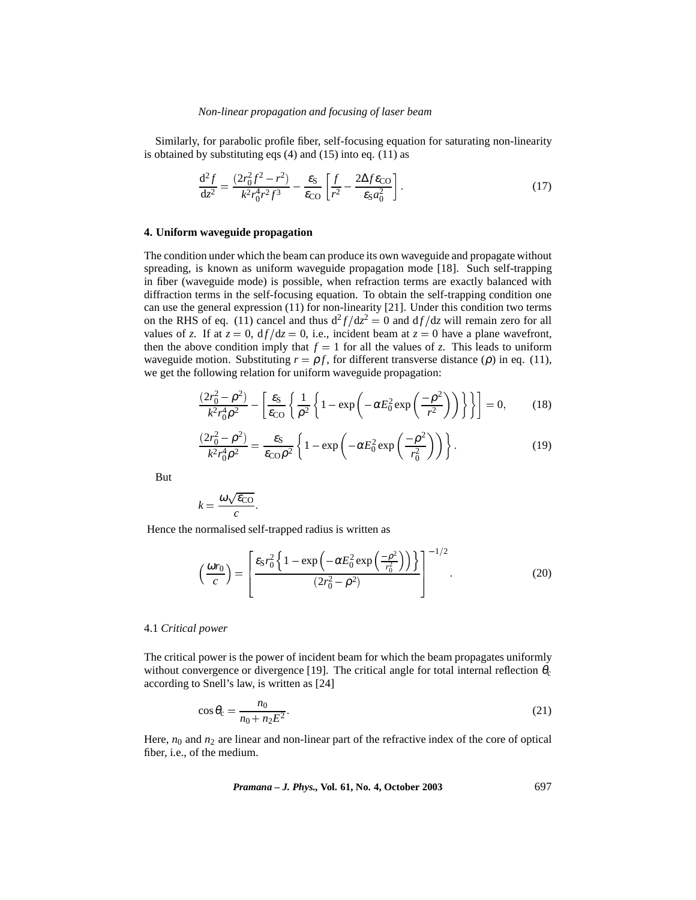Similarly, for parabolic profile fiber, self-focusing equation for saturating non-linearity is obtained by substituting eqs (4) and (15) into eq. (11) as

$$\frac{\mathrm{d}^2 f}{\mathrm{d}z^2} = \frac{(2r_0^2 f^2 - r^2)}{k^2 r_0^4 r^2 f^3} - \frac{\varepsilon_{\mathrm{S}}}{\varepsilon_{\mathrm{CO}}}\left[\frac{f}{r^2} - \frac{2\Delta f \varepsilon_{\mathrm{CO}}}{\varepsilon_{\mathrm{S}} a_0^2}\right]. \tag{17}$$

### 4. Uniform waveguide propagation

The condition under which the beam can produce its own waveguide and propagate without spreading, is known as uniform waveguide propagation mode [18]. Such self-trapping in fiber (waveguide mode) is possible, when refraction terms are exactly balanced with diffraction terms in the self-focusing equation. To obtain the self-trapping condition one can use the general expression (11) for non-linearity [21]. Under this condition two terms on the RHS of eq. (11) cancel and thus $\mathrm{d}^2 f/\mathrm{d}z^2 = 0$ and $\mathrm{d}f/\mathrm{d}z$ will remain zero for all values of $z$. If at $z = 0$, $\mathrm{d}f/\mathrm{d}z = 0$, i.e., incident beam at $z = 0$ have a plane wavefront, then the above condition imply that $f = 1$ for all the values of $z$. This leads to uniform waveguide motion. Substituting $r = \rho f$, for different transverse distance ($\rho$) in eq. (11), we get the following relation for uniform waveguide propagation:

$$\frac{(2r_0^2 - \rho^2)}{k^2 r_0^4 \rho^2} - \left[\frac{\varepsilon_{\mathrm{S}}}{\varepsilon_{\mathrm{CO}}}\left\{\frac{1}{\rho^2}\left\{1 - \exp\left(-\alpha E_0^2 \exp\left(\frac{-\rho^2}{r^2}\right)\right)\right\}\right\}\right] = 0, \tag{18}$$

$$\frac{(2r_0^2 - \rho^2)}{k^2 r_0^4 \rho^2} = \frac{\varepsilon_{\mathrm{S}}}{\varepsilon_{\mathrm{CO}} \rho^2}\left\{1 - \exp\left(-\alpha E_0^2 \exp\left(\frac{-\rho^2}{r_0^2}\right)\right)\right\}. \tag{19}$$

But

$$k = \frac{\omega\sqrt{\varepsilon_{\mathrm{CO}}}}{c}.$$

Hence the normalised self-trapped radius is written as

$$\left(\frac{\omega r_0}{c}\right) = \left[\frac{\varepsilon_{\mathrm{S}} r_0^2 \left\{1 - \exp\left(-\alpha E_0^2 \exp\left(\frac{-\rho^2}{r_0^2}\right)\right)\right\}}{(2r_0^2 - \rho^2)}\right]^{-1/2}. \tag{20}$$

#### 4.1 *Critical power*

The critical power is the power of incident beam for which the beam propagates uniformly without convergence or divergence [19]. The critical angle for total internal reflection $\theta_{\mathrm{c}}$ according to Snell's law, is written as [24]

$$\cos\theta_{\mathrm{c}} = \frac{n_0}{n_0 + n_2 E^2}. \tag{21}$$

Here, $n_0$ and $n_2$ are linear and non-linear part of the refractive index of the core of optical fiber, i.e., of the medium.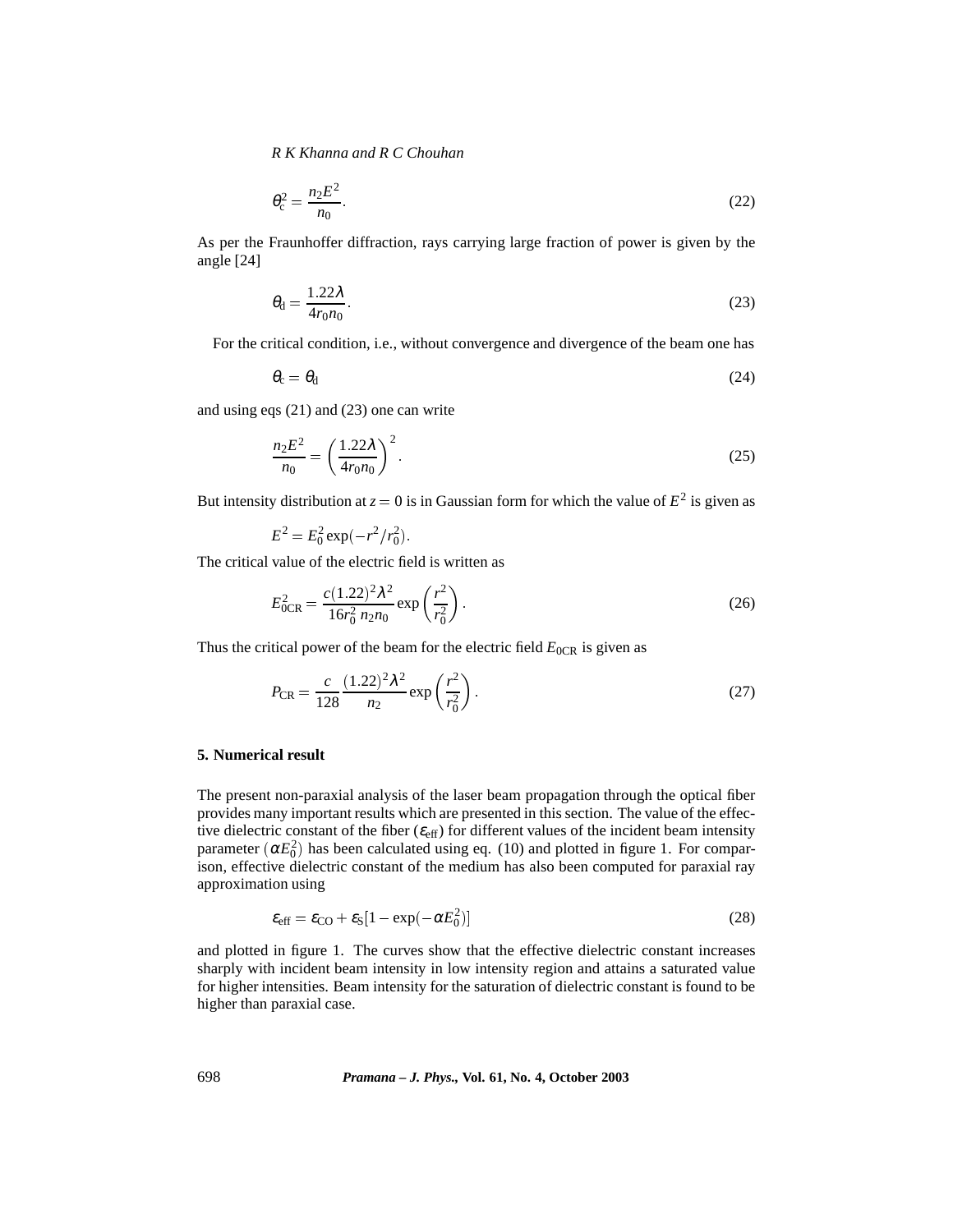$$\theta_c^2 = \frac{n_2 E^2}{n_0}. \tag{22}$$

As per the Fraunhoffer diffraction, rays carrying large fraction of power is given by the angle [24]

$$\theta_d = \frac{1.22\lambda}{4r_0 n_0}. \tag{23}$$

For the critical condition, i.e., without convergence and divergence of the beam one has

$$\theta_c = \theta_d \tag{24}$$

and using eqs (21) and (23) one can write

$$\frac{n_2 E^2}{n_0} = \left(\frac{1.22\lambda}{4r_0 n_0}\right)^2. \tag{25}$$

But intensity distribution at $z = 0$ is in Gaussian form for which the value of $E^2$ is given as

$$E^2 = E_0^2 \exp(-r^2/r_0^2).$$

The critical value of the electric field is written as

$$E_{0\mathrm{CR}}^2 = \frac{c(1.22)^2\lambda^2}{16r_0^2\, n_2 n_0} \exp\left(\frac{r^2}{r_0^2}\right). \tag{26}$$

Thus the critical power of the beam for the electric field $E_{0\mathrm{CR}}$ is given as

$$P_{\mathrm{CR}} = \frac{c}{128} \frac{(1.22)^2\lambda^2}{n_2} \exp\left(\frac{r^2}{r_0^2}\right). \tag{27}$$

## 5. Numerical result

The present non-paraxial analysis of the laser beam propagation through the optical fiber provides many important results which are presented in this section. The value of the effective dielectric constant of the fiber ($\varepsilon_{\mathrm{eff}}$) for different values of the incident beam intensity parameter ($\alpha E_0^2$) has been calculated using eq. (10) and plotted in figure 1. For comparison, effective dielectric constant of the medium has also been computed for paraxial ray approximation using

$$\varepsilon_{\mathrm{eff}} = \varepsilon_{\mathrm{CO}} + \varepsilon_{\mathrm{S}}[1 - \exp(-\alpha E_0^2)] \tag{28}$$

and plotted in figure 1. The curves show that the effective dielectric constant increases sharply with incident beam intensity in low intensity region and attains a saturated value for higher intensities. Beam intensity for the saturation of dielectric constant is found to be higher than paraxial case.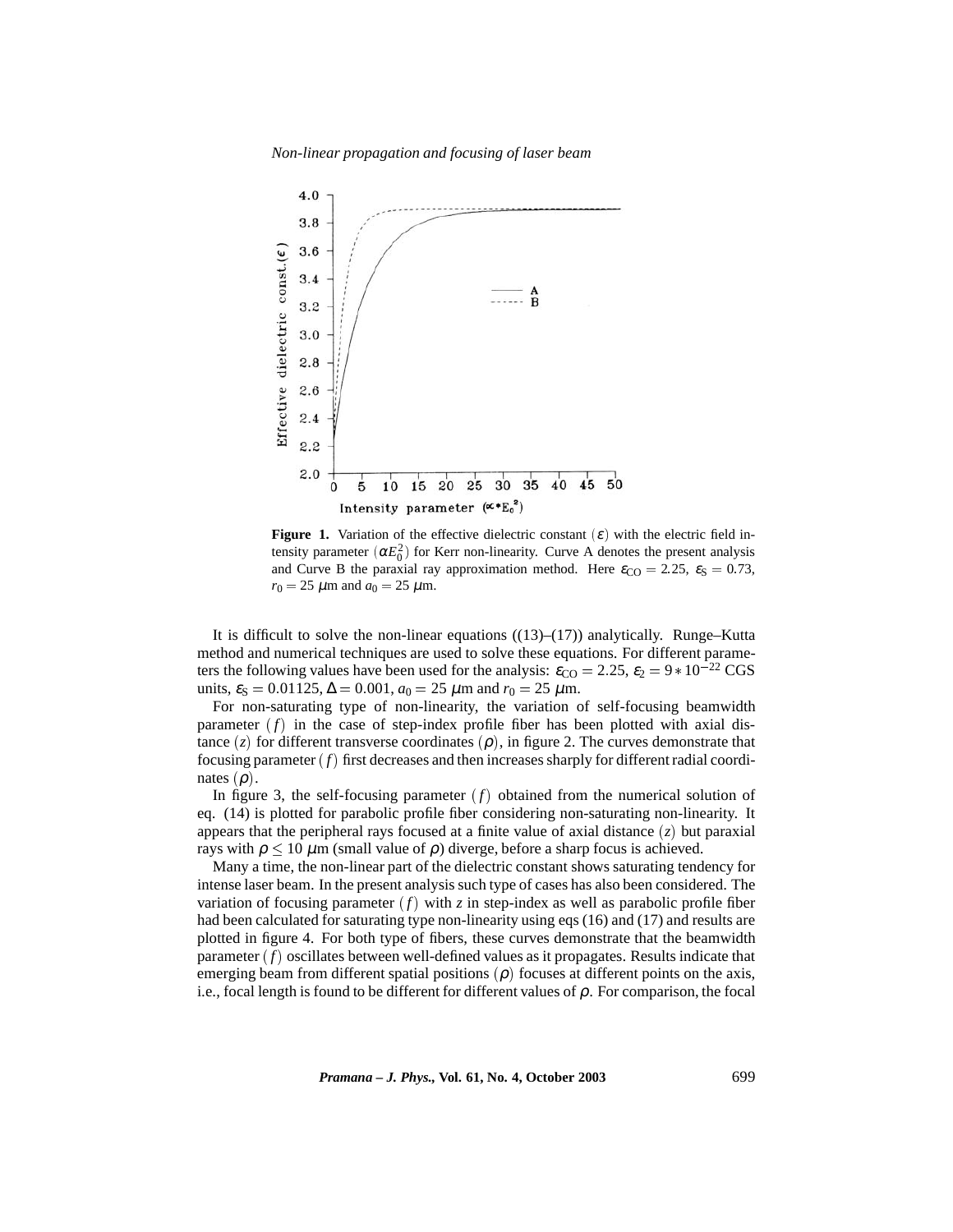**Figure 1.** Variation of the effective dielectric constant $(\varepsilon)$ with the electric field intensity parameter $(\alpha E_0^2)$ for Kerr non-linearity. Curve A denotes the present analysis and Curve B the paraxial ray approximation method. Here $\varepsilon_{\text{CO}} = 2.25$, $\varepsilon_{\text{S}} = 0.73$, $r_0 = 25$ $\mu$m and $a_0 = 25$ $\mu$m.

It is difficult to solve the non-linear equations ((13)–(17)) analytically. Runge–Kutta method and numerical techniques are used to solve these equations. For different parameters the following values have been used for the analysis: $\varepsilon_{\text{CO}} = 2.25$, $\varepsilon_2 = 9 * 10^{-22}$ CGS units, $\varepsilon_{\text{S}} = 0.01125$, $\Delta = 0.001$, $a_0 = 25$ $\mu$m and $r_0 = 25$ $\mu$m.

For non-saturating type of non-linearity, the variation of self-focusing beamwidth parameter $(f)$ in the case of step-index profile fiber has been plotted with axial distance $(z)$ for different transverse coordinates $(\rho)$, in figure 2. The curves demonstrate that focusing parameter $(f)$ first decreases and then increases sharply for different radial coordinates $(\rho)$.

In figure 3, the self-focusing parameter $(f)$ obtained from the numerical solution of eq. (14) is plotted for parabolic profile fiber considering non-saturating non-linearity. It appears that the peripheral rays focused at a finite value of axial distance $(z)$ but paraxial rays with $\rho \leq 10$ $\mu$m (small value of $\rho$) diverge, before a sharp focus is achieved.

Many a time, the non-linear part of the dielectric constant shows saturating tendency for intense laser beam. In the present analysis such type of cases has also been considered. The variation of focusing parameter $(f)$ with $z$ in step-index as well as parabolic profile fiber had been calculated for saturating type non-linearity using eqs (16) and (17) and results are plotted in figure 4. For both type of fibers, these curves demonstrate that the beamwidth parameter $(f)$ oscillates between well-defined values as it propagates. Results indicate that emerging beam from different spatial positions $(\rho)$ focuses at different points on the axis, i.e., focal length is found to be different for different values of $\rho$. For comparison, the focal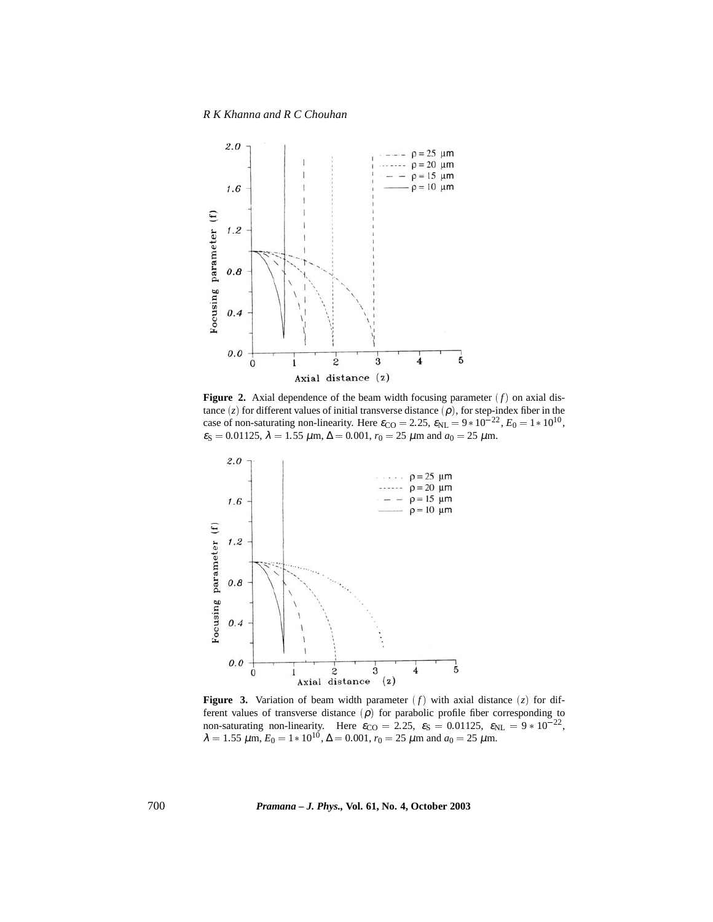**Figure 2.** Axial dependence of the beam width focusing parameter $(f)$ on axial distance $(z)$ for different values of initial transverse distance $(\rho)$, for step-index fiber in the case of non-saturating non-linearity. Here $\varepsilon_{CO} = 2.25$, $\varepsilon_{NL} = 9 * 10^{-22}$, $E_0 = 1 * 10^{10}$, $\varepsilon_S = 0.01125$, $\lambda = 1.55$ $\mu$m, $\Delta = 0.001$, $r_0 = 25$ $\mu$m and $a_0 = 25$ $\mu$m.

**Figure 3.** Variation of beam width parameter $(f)$ with axial distance $(z)$ for different values of transverse distance $(\rho)$ for parabolic profile fiber corresponding to non-saturating non-linearity. Here $\varepsilon_{CO} = 2.25$, $\varepsilon_S = 0.01125$, $\varepsilon_{NL} = 9 * 10^{-22}$, $\lambda = 1.55$ $\mu$m, $E_0 = 1 * 10^{10}$, $\Delta = 0.001$, $r_0 = 25$ $\mu$m and $a_0 = 25$ $\mu$m.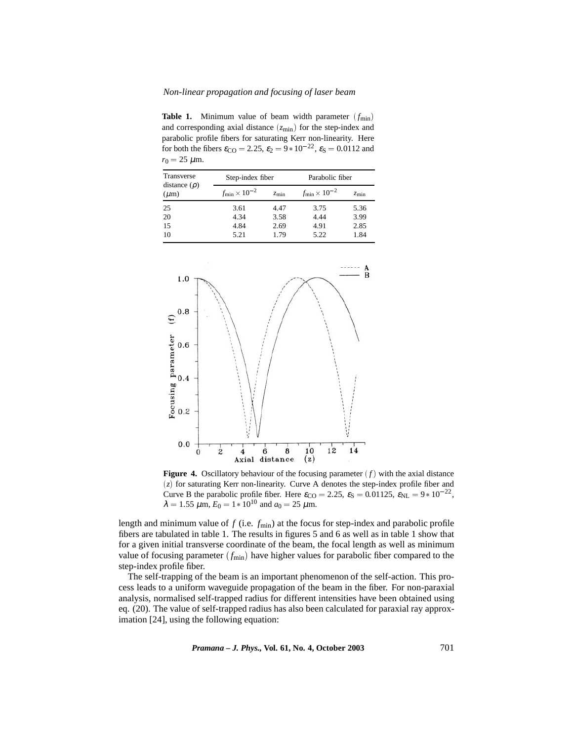**Table 1.** Minimum value of beam width parameter $(f_{\min})$ and corresponding axial distance $(z_{\min})$ for the step-index and parabolic profile fibers for saturating Kerr non-linearity. Here for both the fibers $\varepsilon_{\mathrm{CO}} = 2.25$, $\varepsilon_2 = 9 * 10^{-22}$, $\varepsilon_{\mathrm{S}} = 0.0112$ and $r_0 = 25$ $\mu$m.

| Transverse distance $(\rho)$ ($\mu$m) | Step-index fiber | | Parabolic fiber | |
|---|---|---|---|---|
| | $f_{\min} \times 10^{-2}$ | $z_{\min}$ | $f_{\min} \times 10^{-2}$ | $z_{\min}$ |
| 25 | 3.61 | 4.47 | 3.75 | 5.36 |
| 20 | 4.34 | 3.58 | 4.44 | 3.99 |
| 15 | 4.84 | 2.69 | 4.91 | 2.85 |
| 10 | 5.21 | 1.79 | 5.22 | 1.84 |

**Figure 4.** Oscillatory behaviour of the focusing parameter $(f)$ with the axial distance $(z)$ for saturating Kerr non-linearity. Curve A denotes the step-index profile fiber and Curve B the parabolic profile fiber. Here $\varepsilon_{\mathrm{CO}} = 2.25$, $\varepsilon_{\mathrm{S}} = 0.01125$, $\varepsilon_{\mathrm{NL}} = 9 * 10^{-22}$, $\lambda = 1.55$ $\mu$m, $E_0 = 1 * 10^{10}$ and $a_0 = 25$ $\mu$m.

length and minimum value of $f$ (i.e. $f_{\min}$) at the focus for step-index and parabolic profile fibers are tabulated in table 1. The results in figures 5 and 6 as well as in table 1 show that for a given initial transverse coordinate of the beam, the focal length as well as minimum value of focusing parameter $(f_{\min})$ have higher values for parabolic fiber compared to the step-index profile fiber.

The self-trapping of the beam is an important phenomenon of the self-action. This process leads to a uniform waveguide propagation of the beam in the fiber. For non-paraxial analysis, normalised self-trapped radius for different intensities have been obtained using eq. (20). The value of self-trapped radius has also been calculated for paraxial ray approximation [24], using the following equation: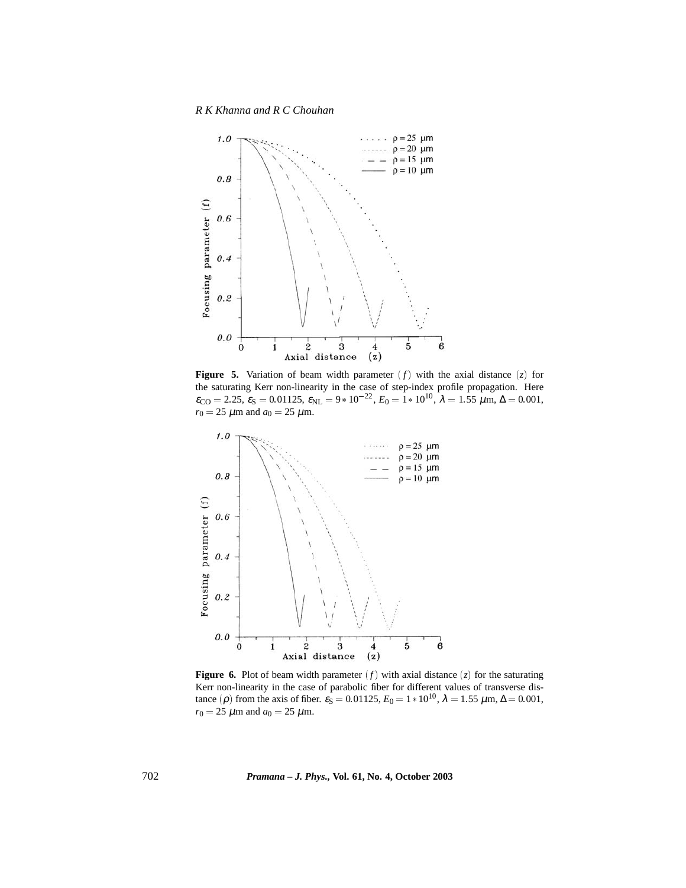**Figure 5.** Variation of beam width parameter $(f)$ with the axial distance $(z)$ for the saturating Kerr non-linearity in the case of step-index profile propagation. Here $\varepsilon_{\text{CO}} = 2.25$, $\varepsilon_{\text{S}} = 0.01125$, $\varepsilon_{\text{NL}} = 9 * 10^{-22}$, $E_0 = 1 * 10^{10}$, $\lambda = 1.55$ $\mu$m, $\Delta = 0.001$, $r_0 = 25$ $\mu$m and $a_0 = 25$ $\mu$m.

**Figure 6.** Plot of beam width parameter $(f)$ with axial distance $(z)$ for the saturating Kerr non-linearity in the case of parabolic fiber for different values of transverse distance $(\rho)$ from the axis of fiber. $\varepsilon_{\text{S}} = 0.01125$, $E_0 = 1 * 10^{10}$, $\lambda = 1.55$ $\mu$m, $\Delta = 0.001$, $r_0 = 25$ $\mu$m and $a_0 = 25$ $\mu$m.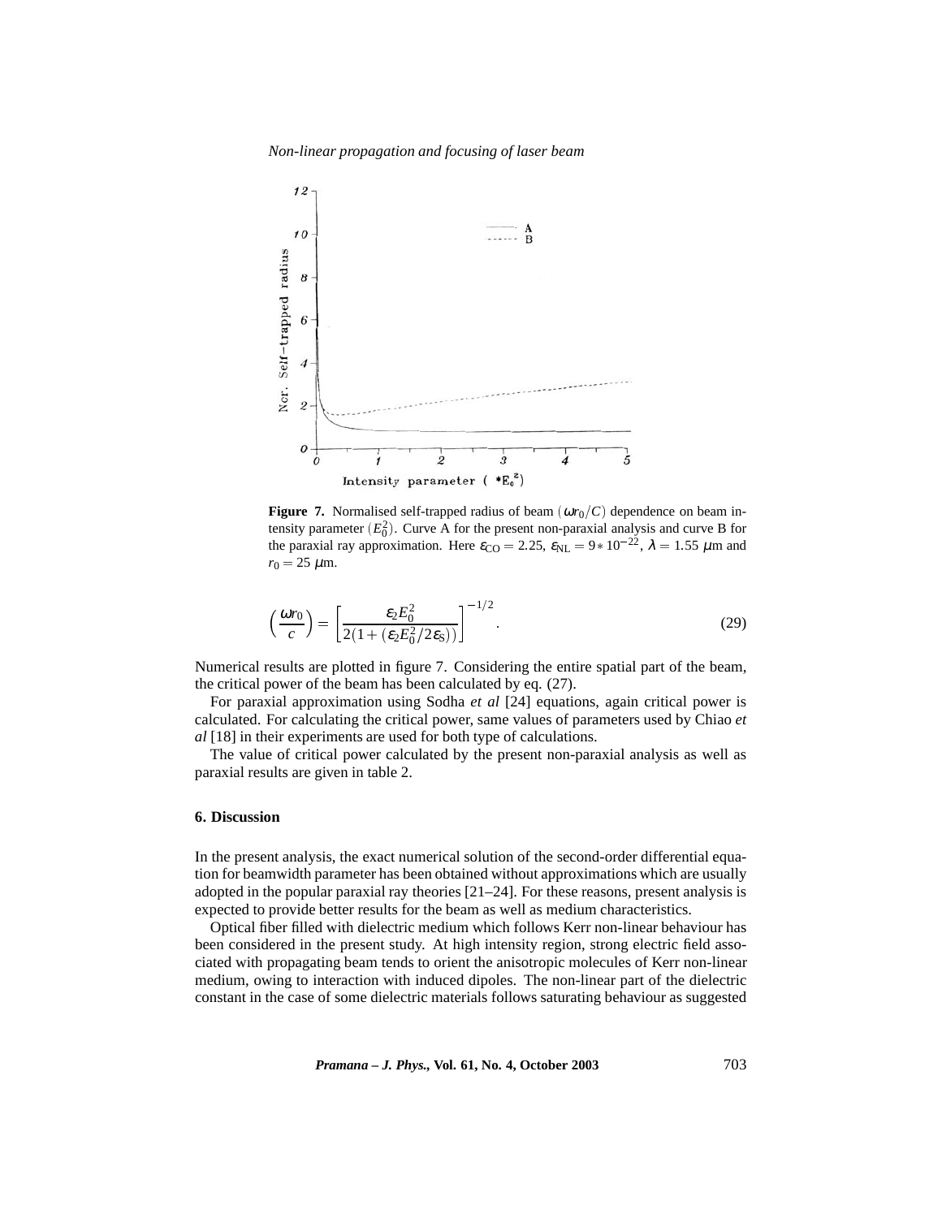**Figure 7.** Normalised self-trapped radius of beam $(\omega r_0/C)$ dependence on beam intensity parameter $(E_0^2)$. Curve A for the present non-paraxial analysis and curve B for the paraxial ray approximation. Here $\varepsilon_{\rm CO} = 2.25$, $\varepsilon_{\rm NL} = 9 * 10^{-22}$, $\lambda = 1.55$ $\mu$m and $r_0 = 25$ $\mu$m.

$$\left(\frac{\omega r_0}{c}\right) = \left[\frac{\varepsilon_2 E_0^2}{2(1 + (\varepsilon_2 E_0^2 / 2\varepsilon_{\rm S}))}\right]^{-1/2}. \tag{29}$$

Numerical results are plotted in figure 7. Considering the entire spatial part of the beam, the critical power of the beam has been calculated by eq. (27).

For paraxial approximation using Sodha *et al* [24] equations, again critical power is calculated. For calculating the critical power, same values of parameters used by Chiao *et al* [18] in their experiments are used for both type of calculations.

The value of critical power calculated by the present non-paraxial analysis as well as paraxial results are given in table 2.

## 6. Discussion

In the present analysis, the exact numerical solution of the second-order differential equation for beamwidth parameter has been obtained without approximations which are usually adopted in the popular paraxial ray theories [21–24]. For these reasons, present analysis is expected to provide better results for the beam as well as medium characteristics.

Optical fiber filled with dielectric medium which follows Kerr non-linear behaviour has been considered in the present study. At high intensity region, strong electric field associated with propagating beam tends to orient the anisotropic molecules of Kerr non-linear medium, owing to interaction with induced dipoles. The non-linear part of the dielectric constant in the case of some dielectric materials follows saturating behaviour as suggested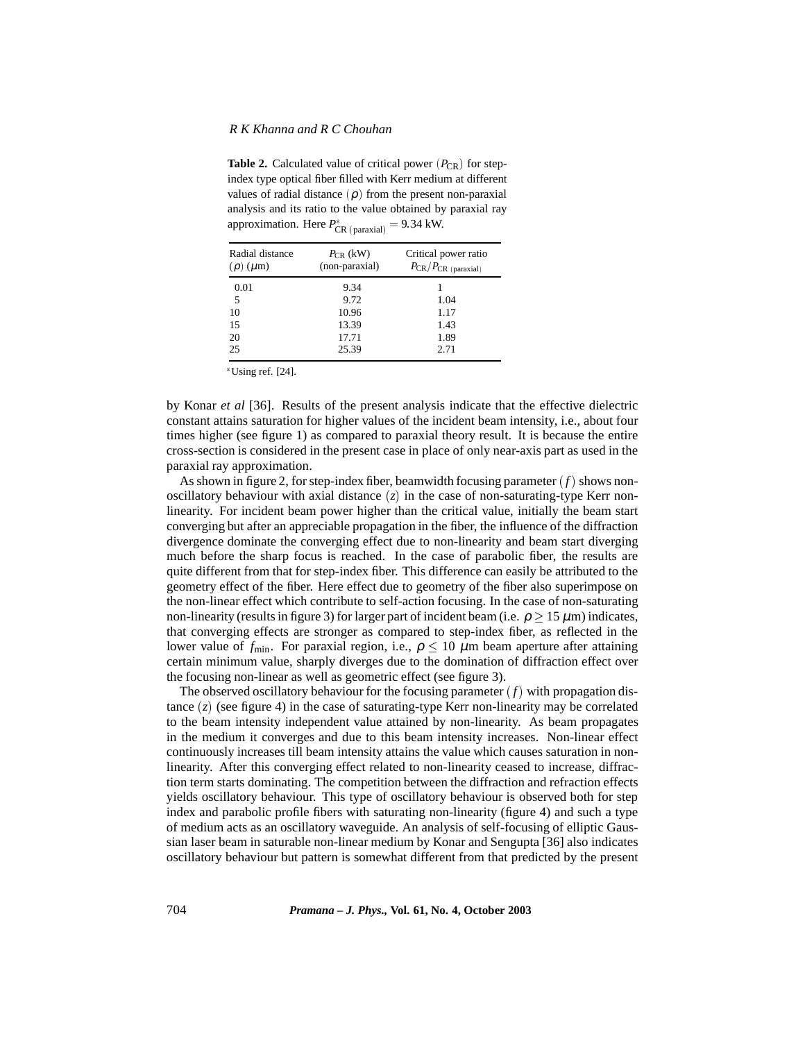**Table 2.** Calculated value of critical power ($P_{CR}$) for step-index type optical fiber filled with Kerr medium at different values of radial distance ($\rho$) from the present non-paraxial analysis and its ratio to the value obtained by paraxial ray approximation. Here $P^{*}_{CR\ (paraxial)} = 9.34$ kW.

| Radial distance ($\rho$) ($\mu$m) | $P_{CR}$ (kW) (non-paraxial) | Critical power ratio $P_{CR}/P_{CR\ (paraxial)}$ |
|---|---|---|
| 0.01 | 9.34 | 1 |
| 5 | 9.72 | 1.04 |
| 10 | 10.96 | 1.17 |
| 15 | 13.39 | 1.43 |
| 20 | 17.71 | 1.89 |
| 25 | 25.39 | 2.71 |

*Using ref. [24].

by Konar *et al* [36]. Results of the present analysis indicate that the effective dielectric constant attains saturation for higher values of the incident beam intensity, i.e., about four times higher (see figure 1) as compared to paraxial theory result. It is because the entire cross-section is considered in the present case in place of only near-axis part as used in the paraxial ray approximation.

As shown in figure 2, for step-index fiber, beamwidth focusing parameter ($f$) shows non-oscillatory behaviour with axial distance ($z$) in the case of non-saturating-type Kerr non-linearity. For incident beam power higher than the critical value, initially the beam start converging but after an appreciable propagation in the fiber, the influence of the diffraction divergence dominate the converging effect due to non-linearity and beam start diverging much before the sharp focus is reached. In the case of parabolic fiber, the results are quite different from that for step-index fiber. This difference can easily be attributed to the geometry effect of the fiber. Here effect due to geometry of the fiber also superimpose on the non-linear effect which contribute to self-action focusing. In the case of non-saturating non-linearity (results in figure 3) for larger part of incident beam (i.e. $\rho \geq 15$ $\mu$m) indicates, that converging effects are stronger as compared to step-index fiber, as reflected in the lower value of $f_{min}$. For paraxial region, i.e., $\rho \leq 10$ $\mu$m beam aperture after attaining certain minimum value, sharply diverges due to the domination of diffraction effect over the focusing non-linear as well as geometric effect (see figure 3).

The observed oscillatory behaviour for the focusing parameter ($f$) with propagation distance ($z$) (see figure 4) in the case of saturating-type Kerr non-linearity may be correlated to the beam intensity independent value attained by non-linearity. As beam propagates in the medium it converges and due to this beam intensity increases. Non-linear effect continuously increases till beam intensity attains the value which causes saturation in non-linearity. After this converging effect related to non-linearity ceased to increase, diffraction term starts dominating. The competition between the diffraction and refraction effects yields oscillatory behaviour. This type of oscillatory behaviour is observed both for step index and parabolic profile fibers with saturating non-linearity (figure 4) and such a type of medium acts as an oscillatory waveguide. An analysis of self-focusing of elliptic Gaussian laser beam in saturable non-linear medium by Konar and Sengupta [36] also indicates oscillatory behaviour but pattern is somewhat different from that predicted by the present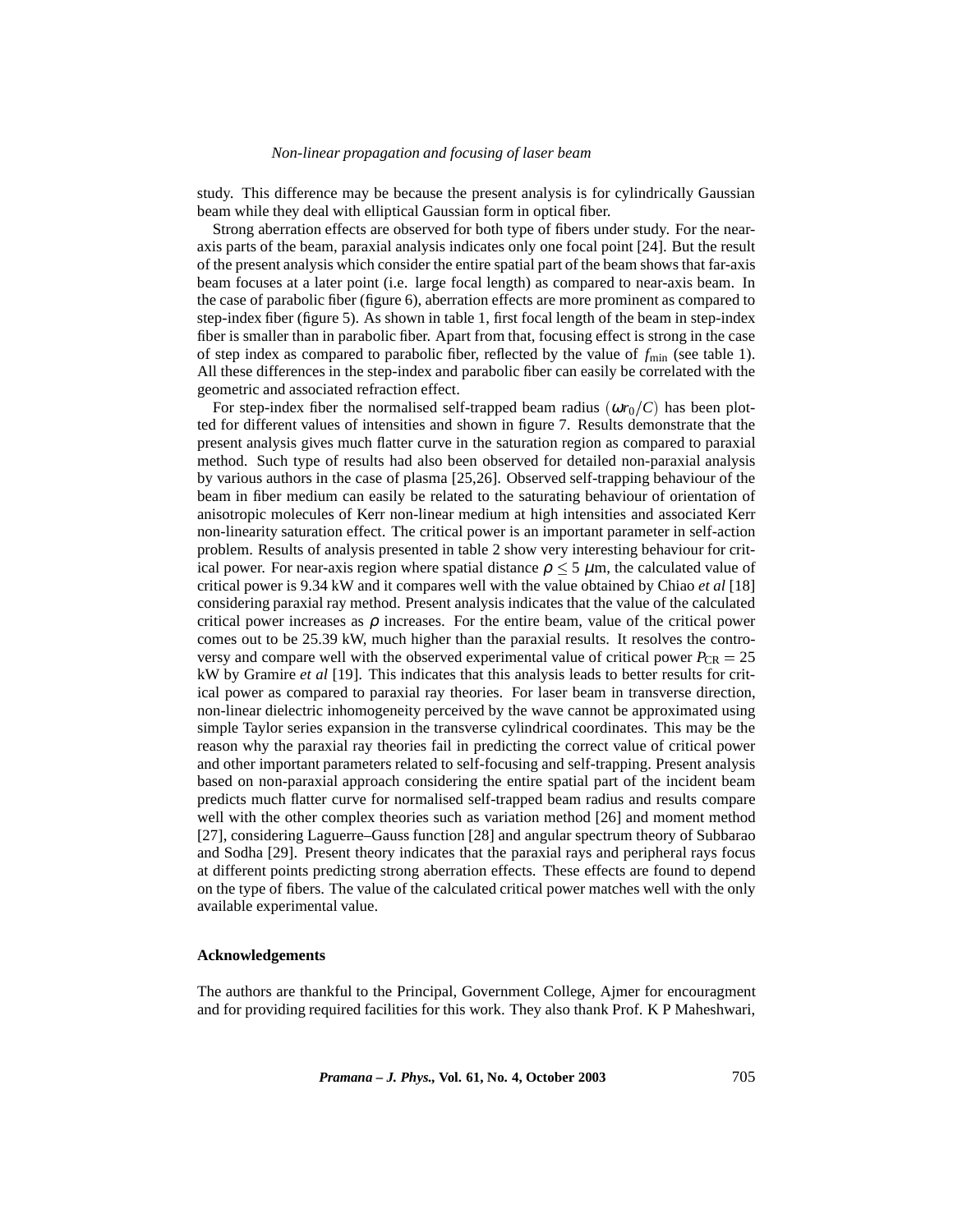study. This difference may be because the present analysis is for cylindrically Gaussian beam while they deal with elliptical Gaussian form in optical fiber.

Strong aberration effects are observed for both type of fibers under study. For the near-axis parts of the beam, paraxial analysis indicates only one focal point [24]. But the result of the present analysis which consider the entire spatial part of the beam shows that far-axis beam focuses at a later point (i.e. large focal length) as compared to near-axis beam. In the case of parabolic fiber (figure 6), aberration effects are more prominent as compared to step-index fiber (figure 5). As shown in table 1, first focal length of the beam in step-index fiber is smaller than in parabolic fiber. Apart from that, focusing effect is strong in the case of step index as compared to parabolic fiber, reflected by the value of $f_{\min}$ (see table 1). All these differences in the step-index and parabolic fiber can easily be correlated with the geometric and associated refraction effect.

For step-index fiber the normalised self-trapped beam radius $(\omega r_0/C)$ has been plotted for different values of intensities and shown in figure 7. Results demonstrate that the present analysis gives much flatter curve in the saturation region as compared to paraxial method. Such type of results had also been observed for detailed non-paraxial analysis by various authors in the case of plasma [25,26]. Observed self-trapping behaviour of the beam in fiber medium can easily be related to the saturating behaviour of orientation of anisotropic molecules of Kerr non-linear medium at high intensities and associated Kerr non-linearity saturation effect. The critical power is an important parameter in self-action problem. Results of analysis presented in table 2 show very interesting behaviour for critical power. For near-axis region where spatial distance $\rho \leq 5$ μm, the calculated value of critical power is 9.34 kW and it compares well with the value obtained by Chiao *et al* [18] considering paraxial ray method. Present analysis indicates that the value of the calculated critical power increases as $\rho$ increases. For the entire beam, value of the critical power comes out to be 25.39 kW, much higher than the paraxial results. It resolves the controversy and compare well with the observed experimental value of critical power $P_{\rm CR} = 25$ kW by Gramire *et al* [19]. This indicates that this analysis leads to better results for critical power as compared to paraxial ray theories. For laser beam in transverse direction, non-linear dielectric inhomogeneity perceived by the wave cannot be approximated using simple Taylor series expansion in the transverse cylindrical coordinates. This may be the reason why the paraxial ray theories fail in predicting the correct value of critical power and other important parameters related to self-focusing and self-trapping. Present analysis based on non-paraxial approach considering the entire spatial part of the incident beam predicts much flatter curve for normalised self-trapped beam radius and results compare well with the other complex theories such as variation method [26] and moment method [27], considering Laguerre–Gauss function [28] and angular spectrum theory of Subbarao and Sodha [29]. Present theory indicates that the paraxial rays and peripheral rays focus at different points predicting strong aberration effects. These effects are found to depend on the type of fibers. The value of the calculated critical power matches well with the only available experimental value.

## Acknowledgements

The authors are thankful to the Principal, Government College, Ajmer for encouragment and for providing required facilities for this work. They also thank Prof. K P Maheshwari,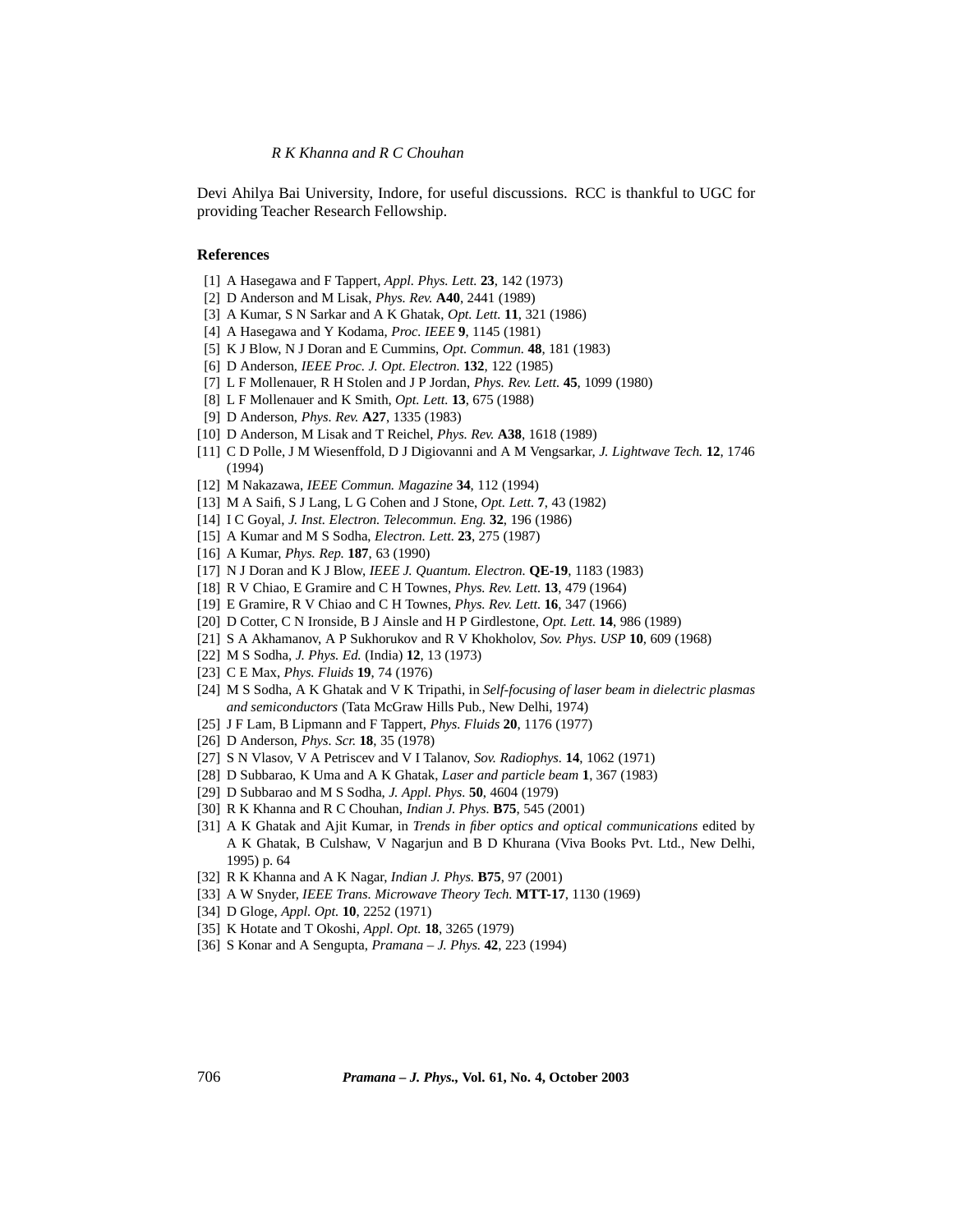Devi Ahilya Bai University, Indore, for useful discussions. RCC is thankful to UGC for providing Teacher Research Fellowship.

## References

[1] A Hasegawa and F Tappert, *Appl. Phys. Lett.* **23**, 142 (1973)
[2] D Anderson and M Lisak, *Phys. Rev.* **A40**, 2441 (1989)
[3] A Kumar, S N Sarkar and A K Ghatak, *Opt. Lett.* **11**, 321 (1986)
[4] A Hasegawa and Y Kodama, *Proc. IEEE* **9**, 1145 (1981)
[5] K J Blow, N J Doran and E Cummins, *Opt. Commun.* **48**, 181 (1983)
[6] D Anderson, *IEEE Proc. J. Opt. Electron.* **132**, 122 (1985)
[7] L F Mollenauer, R H Stolen and J P Jordan, *Phys. Rev. Lett.* **45**, 1099 (1980)
[8] L F Mollenauer and K Smith, *Opt. Lett.* **13**, 675 (1988)
[9] D Anderson, *Phys. Rev.* **A27**, 1335 (1983)
[10] D Anderson, M Lisak and T Reichel, *Phys. Rev.* **A38**, 1618 (1989)
[11] C D Polle, J M Wiesenffold, D J Digiovanni and A M Vengsarkar, *J. Lightwave Tech.* **12**, 1746 (1994)
[12] M Nakazawa, *IEEE Commun. Magazine* **34**, 112 (1994)
[13] M A Saifi, S J Lang, L G Cohen and J Stone, *Opt. Lett.* **7**, 43 (1982)
[14] I C Goyal, *J. Inst. Electron. Telecommun. Eng.* **32**, 196 (1986)
[15] A Kumar and M S Sodha, *Electron. Lett.* **23**, 275 (1987)
[16] A Kumar, *Phys. Rep.* **187**, 63 (1990)
[17] N J Doran and K J Blow, *IEEE J. Quantum. Electron.* **QE-19**, 1183 (1983)
[18] R V Chiao, E Gramire and C H Townes, *Phys. Rev. Lett.* **13**, 479 (1964)
[19] E Gramire, R V Chiao and C H Townes, *Phys. Rev. Lett.* **16**, 347 (1966)
[20] D Cotter, C N Ironside, B J Ainsle and H P Girdlestone, *Opt. Lett.* **14**, 986 (1989)
[21] S A Akhamanov, A P Sukhorukov and R V Khokholov, *Sov. Phys. USP* **10**, 609 (1968)
[22] M S Sodha, *J. Phys. Ed.* (India) **12**, 13 (1973)
[23] C E Max, *Phys. Fluids* **19**, 74 (1976)
[24] M S Sodha, A K Ghatak and V K Tripathi, in *Self-focusing of laser beam in dielectric plasmas and semiconductors* (Tata McGraw Hills Pub., New Delhi, 1974)
[25] J F Lam, B Lipmann and F Tappert, *Phys. Fluids* **20**, 1176 (1977)
[26] D Anderson, *Phys. Scr.* **18**, 35 (1978)
[27] S N Vlasov, V A Petriscev and V I Talanov, *Sov. Radiophys.* **14**, 1062 (1971)
[28] D Subbarao, K Uma and A K Ghatak, *Laser and particle beam* **1**, 367 (1983)
[29] D Subbarao and M S Sodha, *J. Appl. Phys.* **50**, 4604 (1979)
[30] R K Khanna and R C Chouhan, *Indian J. Phys.* **B75**, 545 (2001)
[31] A K Ghatak and Ajit Kumar, in *Trends in fiber optics and optical communications* edited by A K Ghatak, B Culshaw, V Nagarjun and B D Khurana (Viva Books Pvt. Ltd., New Delhi, 1995) p. 64
[32] R K Khanna and A K Nagar, *Indian J. Phys.* **B75**, 97 (2001)
[33] A W Snyder, *IEEE Trans. Microwave Theory Tech.* **MTT-17**, 1130 (1969)
[34] D Gloge, *Appl. Opt.* **10**, 2252 (1971)
[35] K Hotate and T Okoshi, *Appl. Opt.* **18**, 3265 (1979)
[36] S Konar and A Sengupta, *Pramana – J. Phys.* **42**, 223 (1994)